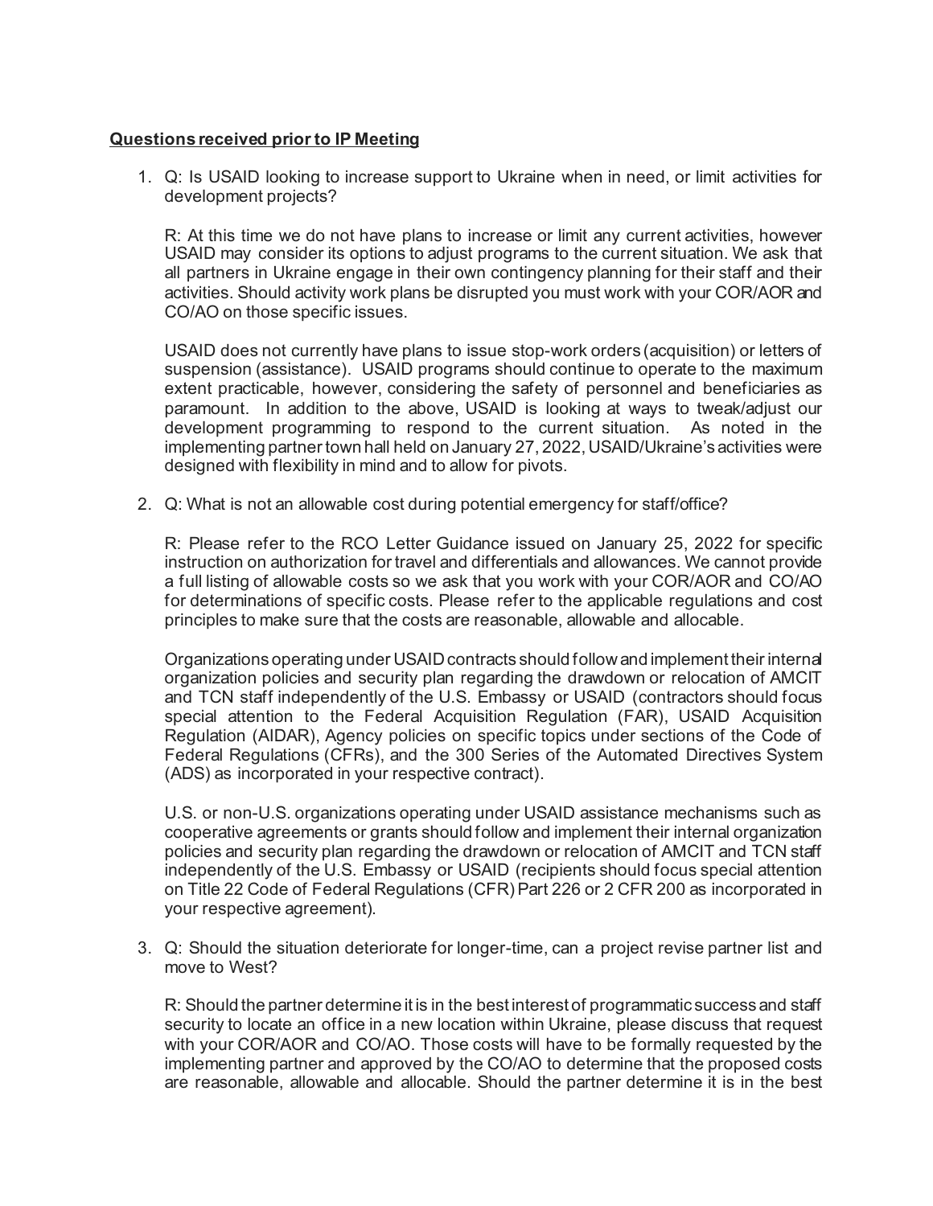**<u>Questions received prior to IP Meeting</u>**

1. Q: Is USAID looking to increase support to Ukraine when in need, or limit activities for development projects?

   R: At this time we do not have plans to increase or limit any current activities, however USAID may consider its options to adjust programs to the current situation. We ask that all partners in Ukraine engage in their own contingency planning for their staff and their activities. Should activity work plans be disrupted you must work with your COR/AOR and CO/AO on those specific issues.

   USAID does not currently have plans to issue stop-work orders (acquisition) or letters of suspension (assistance). USAID programs should continue to operate to the maximum extent practicable, however, considering the safety of personnel and beneficiaries as paramount. In addition to the above, USAID is looking at ways to tweak/adjust our development programming to respond to the current situation. As noted in the implementing partner town hall held on January 27, 2022, USAID/Ukraine's activities were designed with flexibility in mind and to allow for pivots.

2. Q: What is not an allowable cost during potential emergency for staff/office?

   R: Please refer to the RCO Letter Guidance issued on January 25, 2022 for specific instruction on authorization for travel and differentials and allowances. We cannot provide a full listing of allowable costs so we ask that you work with your COR/AOR and CO/AO for determinations of specific costs. Please refer to the applicable regulations and cost principles to make sure that the costs are reasonable, allowable and allocable.

   Organizations operating under USAID contracts should follow and implement their internal organization policies and security plan regarding the drawdown or relocation of AMCIT and TCN staff independently of the U.S. Embassy or USAID (contractors should focus special attention to the Federal Acquisition Regulation (FAR), USAID Acquisition Regulation (AIDAR), Agency policies on specific topics under sections of the Code of Federal Regulations (CFRs), and the 300 Series of the Automated Directives System (ADS) as incorporated in your respective contract).

   U.S. or non-U.S. organizations operating under USAID assistance mechanisms such as cooperative agreements or grants should follow and implement their internal organization policies and security plan regarding the drawdown or relocation of AMCIT and TCN staff independently of the U.S. Embassy or USAID (recipients should focus special attention on Title 22 Code of Federal Regulations (CFR) Part 226 or 2 CFR 200 as incorporated in your respective agreement).

3. Q: Should the situation deteriorate for longer-time, can a project revise partner list and move to West?

   R: Should the partner determine it is in the best interest of programmatic success and staff security to locate an office in a new location within Ukraine, please discuss that request with your COR/AOR and CO/AO. Those costs will have to be formally requested by the implementing partner and approved by the CO/AO to determine that the proposed costs are reasonable, allowable and allocable. Should the partner determine it is in the best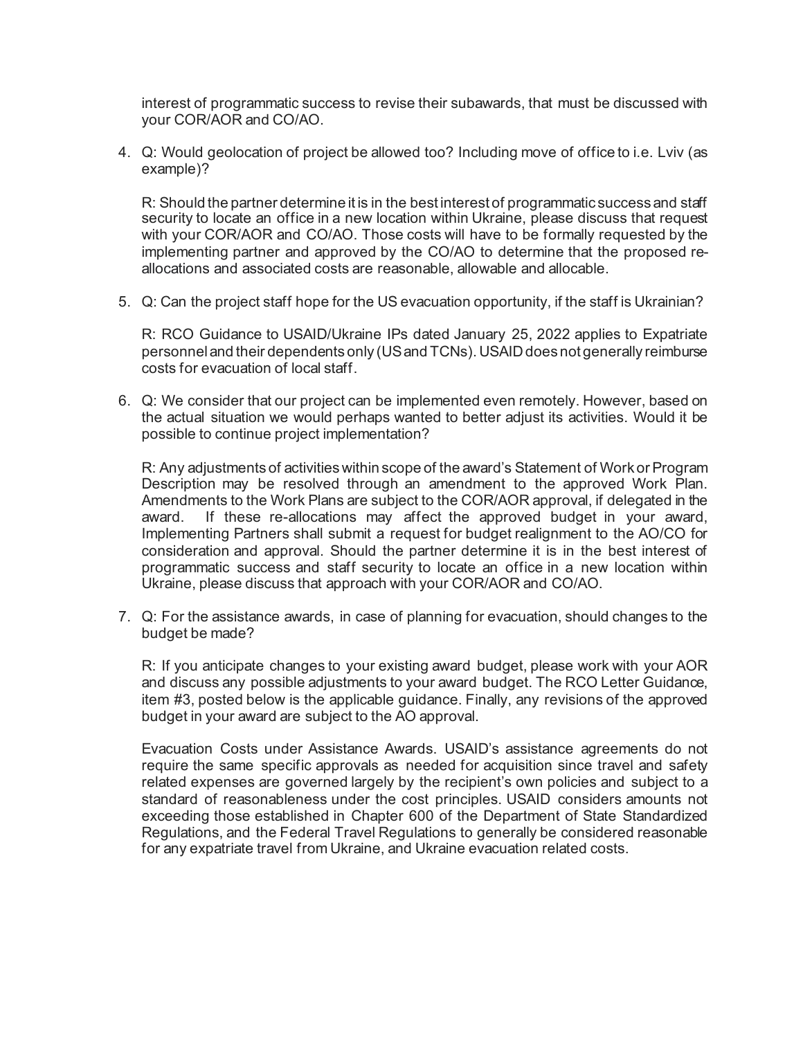interest of programmatic success to revise their subawards, that must be discussed with your COR/AOR and CO/AO.

4. Q: Would geolocation of project be allowed too? Including move of office to i.e. Lviv (as example)?

   R: Should the partner determine it is in the best interest of programmatic success and staff security to locate an office in a new location within Ukraine, please discuss that request with your COR/AOR and CO/AO. Those costs will have to be formally requested by the implementing partner and approved by the CO/AO to determine that the proposed re-allocations and associated costs are reasonable, allowable and allocable.

5. Q: Can the project staff hope for the US evacuation opportunity, if the staff is Ukrainian?

   R: RCO Guidance to USAID/Ukraine IPs dated January 25, 2022 applies to Expatriate personnel and their dependents only (US and TCNs). USAID does not generally reimburse costs for evacuation of local staff.

6. Q: We consider that our project can be implemented even remotely. However, based on the actual situation we would perhaps wanted to better adjust its activities. Would it be possible to continue project implementation?

   R: Any adjustments of activities within scope of the award's Statement of Work or Program Description may be resolved through an amendment to the approved Work Plan. Amendments to the Work Plans are subject to the COR/AOR approval, if delegated in the award. If these re-allocations may affect the approved budget in your award, Implementing Partners shall submit a request for budget realignment to the AO/CO for consideration and approval. Should the partner determine it is in the best interest of programmatic success and staff security to locate an office in a new location within Ukraine, please discuss that approach with your COR/AOR and CO/AO.

7. Q: For the assistance awards, in case of planning for evacuation, should changes to the budget be made?

   R: If you anticipate changes to your existing award budget, please work with your AOR and discuss any possible adjustments to your award budget. The RCO Letter Guidance, item #3, posted below is the applicable guidance. Finally, any revisions of the approved budget in your award are subject to the AO approval.

   Evacuation Costs under Assistance Awards. USAID's assistance agreements do not require the same specific approvals as needed for acquisition since travel and safety related expenses are governed largely by the recipient's own policies and subject to a standard of reasonableness under the cost principles. USAID considers amounts not exceeding those established in Chapter 600 of the Department of State Standardized Regulations, and the Federal Travel Regulations to generally be considered reasonable for any expatriate travel from Ukraine, and Ukraine evacuation related costs.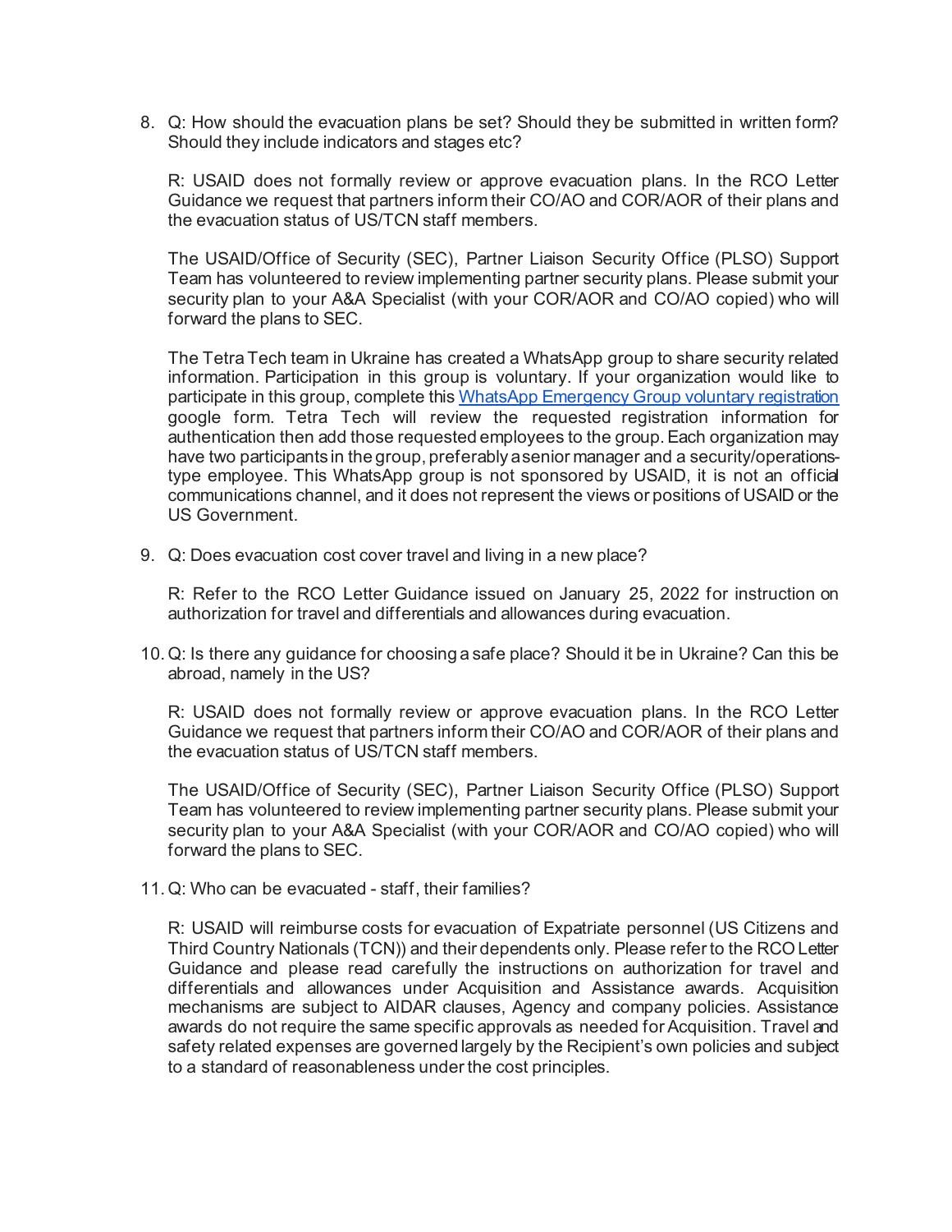8. Q: How should the evacuation plans be set? Should they be submitted in written form? Should they include indicators and stages etc?

   R: USAID does not formally review or approve evacuation plans. In the RCO Letter Guidance we request that partners inform their CO/AO and COR/AOR of their plans and the evacuation status of US/TCN staff members.

   The USAID/Office of Security (SEC), Partner Liaison Security Office (PLSO) Support Team has volunteered to review implementing partner security plans. Please submit your security plan to your A&A Specialist (with your COR/AOR and CO/AO copied) who will forward the plans to SEC.

   The Tetra Tech team in Ukraine has created a WhatsApp group to share security related information. Participation in this group is voluntary. If your organization would like to participate in this group, complete this WhatsApp Emergency Group voluntary registration google form. Tetra Tech will review the requested registration information for authentication then add those requested employees to the group. Each organization may have two participants in the group, preferably a senior manager and a security/operations-type employee. This WhatsApp group is not sponsored by USAID, it is not an official communications channel, and it does not represent the views or positions of USAID or the US Government.

9. Q: Does evacuation cost cover travel and living in a new place?

   R: Refer to the RCO Letter Guidance issued on January 25, 2022 for instruction on authorization for travel and differentials and allowances during evacuation.

10. Q: Is there any guidance for choosing a safe place? Should it be in Ukraine? Can this be abroad, namely in the US?

    R: USAID does not formally review or approve evacuation plans. In the RCO Letter Guidance we request that partners inform their CO/AO and COR/AOR of their plans and the evacuation status of US/TCN staff members.

    The USAID/Office of Security (SEC), Partner Liaison Security Office (PLSO) Support Team has volunteered to review implementing partner security plans. Please submit your security plan to your A&A Specialist (with your COR/AOR and CO/AO copied) who will forward the plans to SEC.

11. Q: Who can be evacuated - staff, their families?

    R: USAID will reimburse costs for evacuation of Expatriate personnel (US Citizens and Third Country Nationals (TCN)) and their dependents only. Please refer to the RCO Letter Guidance and please read carefully the instructions on authorization for travel and differentials and allowances under Acquisition and Assistance awards. Acquisition mechanisms are subject to AIDAR clauses, Agency and company policies. Assistance awards do not require the same specific approvals as needed for Acquisition. Travel and safety related expenses are governed largely by the Recipient's own policies and subject to a standard of reasonableness under the cost principles.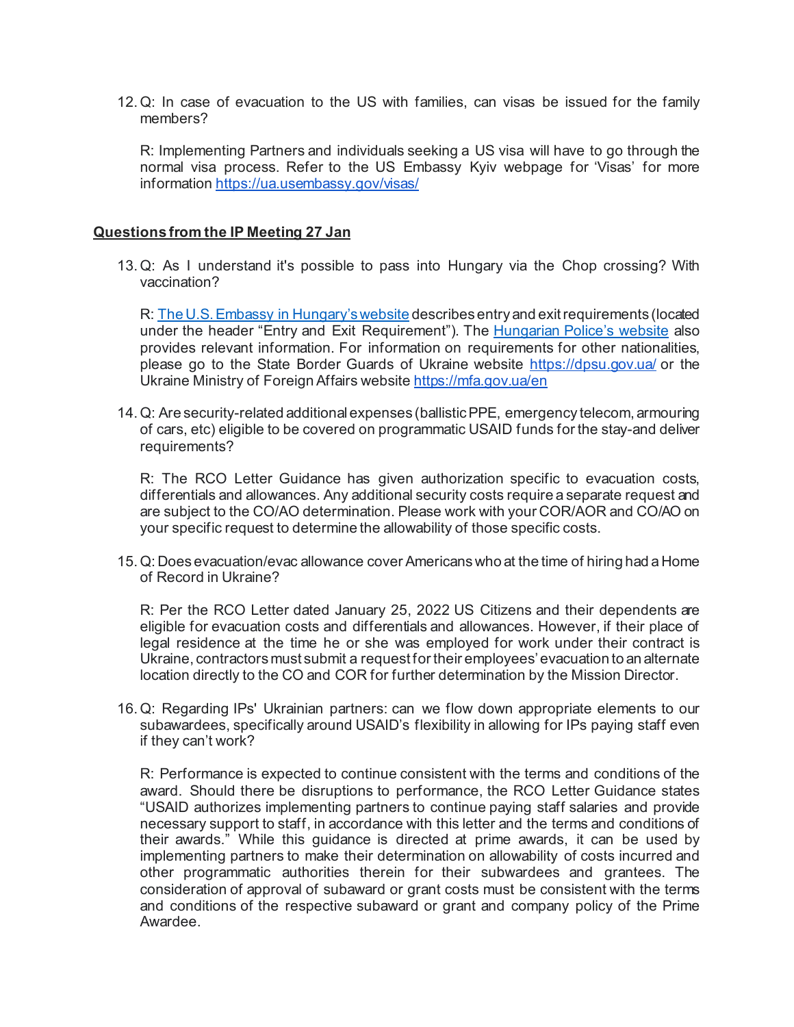12. Q: In case of evacuation to the US with families, can visas be issued for the family members?

    R: Implementing Partners and individuals seeking a US visa will have to go through the normal visa process. Refer to the US Embassy Kyiv webpage for 'Visas' for more information https://ua.usembassy.gov/visas/

**Questions from the IP Meeting 27 Jan**

13. Q: As I understand it's possible to pass into Hungary via the Chop crossing? With vaccination?

    R: The U.S. Embassy in Hungary's website describes entry and exit requirements (located under the header "Entry and Exit Requirement"). The Hungarian Police's website also provides relevant information. For information on requirements for other nationalities, please go to the State Border Guards of Ukraine website https://dpsu.gov.ua/ or the Ukraine Ministry of Foreign Affairs website https://mfa.gov.ua/en

14. Q: Are security-related additional expenses (ballistic PPE, emergency telecom, armouring of cars, etc) eligible to be covered on programmatic USAID funds for the stay-and deliver requirements?

    R: The RCO Letter Guidance has given authorization specific to evacuation costs, differentials and allowances. Any additional security costs require a separate request and are subject to the CO/AO determination. Please work with your COR/AOR and CO/AO on your specific request to determine the allowability of those specific costs.

15. Q: Does evacuation/evac allowance cover Americans who at the time of hiring had a Home of Record in Ukraine?

    R: Per the RCO Letter dated January 25, 2022 US Citizens and their dependents are eligible for evacuation costs and differentials and allowances. However, if their place of legal residence at the time he or she was employed for work under their contract is Ukraine, contractors must submit a request for their employees' evacuation to an alternate location directly to the CO and COR for further determination by the Mission Director.

16. Q: Regarding IPs' Ukrainian partners: can we flow down appropriate elements to our subawardees, specifically around USAID's flexibility in allowing for IPs paying staff even if they can't work?

    R: Performance is expected to continue consistent with the terms and conditions of the award. Should there be disruptions to performance, the RCO Letter Guidance states "USAID authorizes implementing partners to continue paying staff salaries and provide necessary support to staff, in accordance with this letter and the terms and conditions of their awards." While this guidance is directed at prime awards, it can be used by implementing partners to make their determination on allowability of costs incurred and other programmatic authorities therein for their subwardees and grantees. The consideration of approval of subaward or grant costs must be consistent with the terms and conditions of the respective subaward or grant and company policy of the Prime Awardee.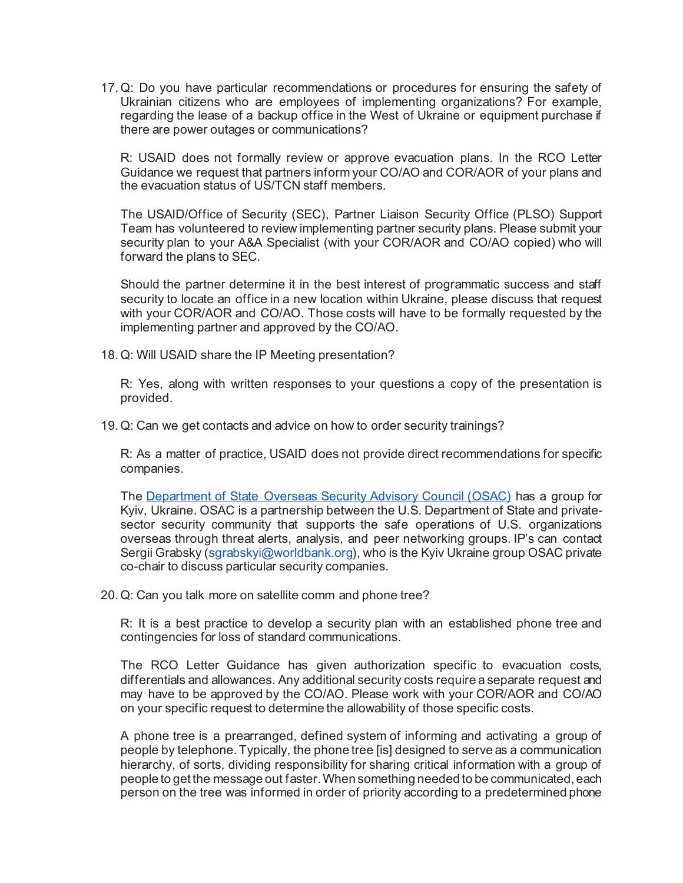17. Q: Do you have particular recommendations or procedures for ensuring the safety of Ukrainian citizens who are employees of implementing organizations? For example, regarding the lease of a backup office in the West of Ukraine or equipment purchase if there are power outages or communications?

    R: USAID does not formally review or approve evacuation plans. In the RCO Letter Guidance we request that partners inform your CO/AO and COR/AOR of your plans and the evacuation status of US/TCN staff members.

    The USAID/Office of Security (SEC), Partner Liaison Security Office (PLSO) Support Team has volunteered to review implementing partner security plans. Please submit your security plan to your A&A Specialist (with your COR/AOR and CO/AO copied) who will forward the plans to SEC.

    Should the partner determine it in the best interest of programmatic success and staff security to locate an office in a new location within Ukraine, please discuss that request with your COR/AOR and CO/AO. Those costs will have to be formally requested by the implementing partner and approved by the CO/AO.

18. Q: Will USAID share the IP Meeting presentation?

    R: Yes, along with written responses to your questions a copy of the presentation is provided.

19. Q: Can we get contacts and advice on how to order security trainings?

    R: As a matter of practice, USAID does not provide direct recommendations for specific companies.

    The [Department of State Overseas Security Advisory Council (OSAC)]() has a group for Kyiv, Ukraine. OSAC is a partnership between the U.S. Department of State and private-sector security community that supports the safe operations of U.S. organizations overseas through threat alerts, analysis, and peer networking groups. IP's can contact Sergii Grabsky (sgrabskyi@worldbank.org), who is the Kyiv Ukraine group OSAC private co-chair to discuss particular security companies.

20. Q: Can you talk more on satellite comm and phone tree?

    R: It is a best practice to develop a security plan with an established phone tree and contingencies for loss of standard communications.

    The RCO Letter Guidance has given authorization specific to evacuation costs, differentials and allowances. Any additional security costs require a separate request and may have to be approved by the CO/AO. Please work with your COR/AOR and CO/AO on your specific request to determine the allowability of those specific costs.

    A phone tree is a prearranged, defined system of informing and activating a group of people by telephone. Typically, the phone tree [is] designed to serve as a communication hierarchy, of sorts, dividing responsibility for sharing critical information with a group of people to get the message out faster. When something needed to be communicated, each person on the tree was informed in order of priority according to a predetermined phone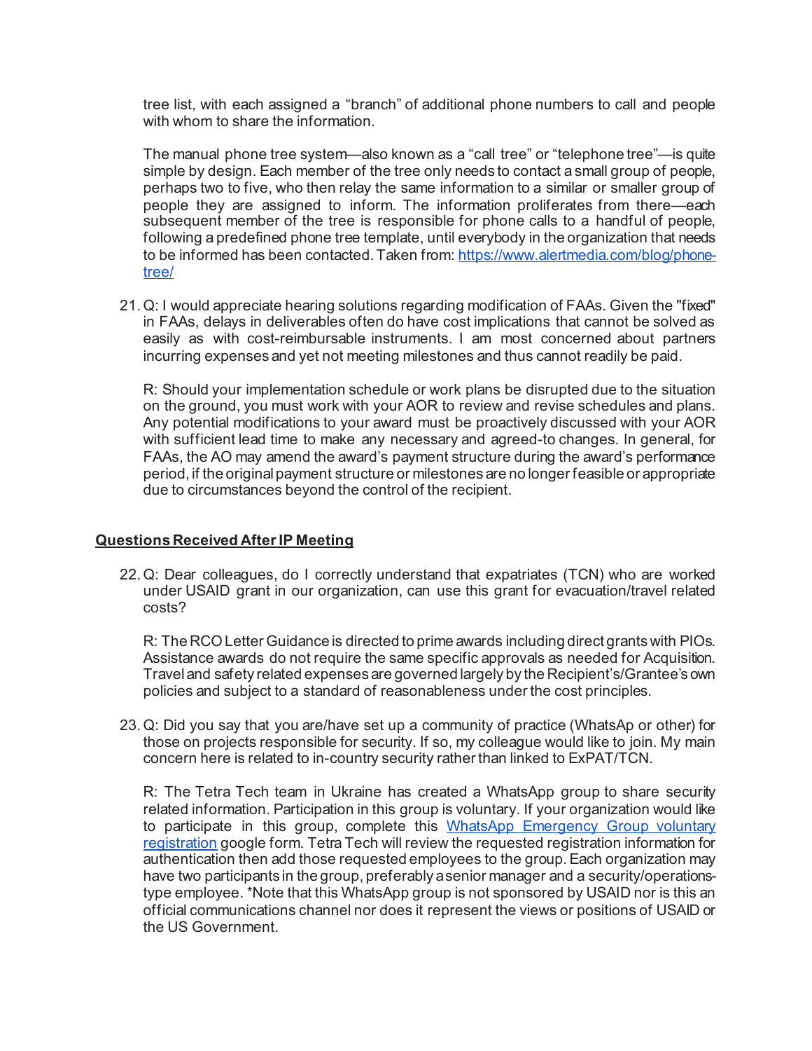tree list, with each assigned a "branch" of additional phone numbers to call and people with whom to share the information.

The manual phone tree system—also known as a "call tree" or "telephone tree"—is quite simple by design. Each member of the tree only needs to contact a small group of people, perhaps two to five, who then relay the same information to a similar or smaller group of people they are assigned to inform. The information proliferates from there—each subsequent member of the tree is responsible for phone calls to a handful of people, following a predefined phone tree template, until everybody in the organization that needs to be informed has been contacted. Taken from: [https://www.alertmedia.com/blog/phone-tree/](https://www.alertmedia.com/blog/phone-tree/)

21. Q: I would appreciate hearing solutions regarding modification of FAAs. Given the "fixed" in FAAs, delays in deliverables often do have cost implications that cannot be solved as easily as with cost-reimbursable instruments. I am most concerned about partners incurring expenses and yet not meeting milestones and thus cannot readily be paid.

    R: Should your implementation schedule or work plans be disrupted due to the situation on the ground, you must work with your AOR to review and revise schedules and plans. Any potential modifications to your award must be proactively discussed with your AOR with sufficient lead time to make any necessary and agreed-to changes. In general, for FAAs, the AO may amend the award's payment structure during the award's performance period, if the original payment structure or milestones are no longer feasible or appropriate due to circumstances beyond the control of the recipient.

## Questions Received After IP Meeting

22. Q: Dear colleagues, do I correctly understand that expatriates (TCN) who are worked under USAID grant in our organization, can use this grant for evacuation/travel related costs?

    R: The RCO Letter Guidance is directed to prime awards including direct grants with PIOs. Assistance awards do not require the same specific approvals as needed for Acquisition. Travel and safety related expenses are governed largely by the Recipient's/Grantee's own policies and subject to a standard of reasonableness under the cost principles.

23. Q: Did you say that you are/have set up a community of practice (WhatsAp or other) for those on projects responsible for security. If so, my colleague would like to join. My main concern here is related to in-country security rather than linked to ExPAT/TCN.

    R: The Tetra Tech team in Ukraine has created a WhatsApp group to share security related information. Participation in this group is voluntary. If your organization would like to participate in this group, complete this WhatsApp Emergency Group voluntary registration google form. Tetra Tech will review the requested registration information for authentication then add those requested employees to the group. Each organization may have two participants in the group, preferably a senior manager and a security/operations-type employee. *Note that this WhatsApp group is not sponsored by USAID nor is this an official communications channel nor does it represent the views or positions of USAID or the US Government.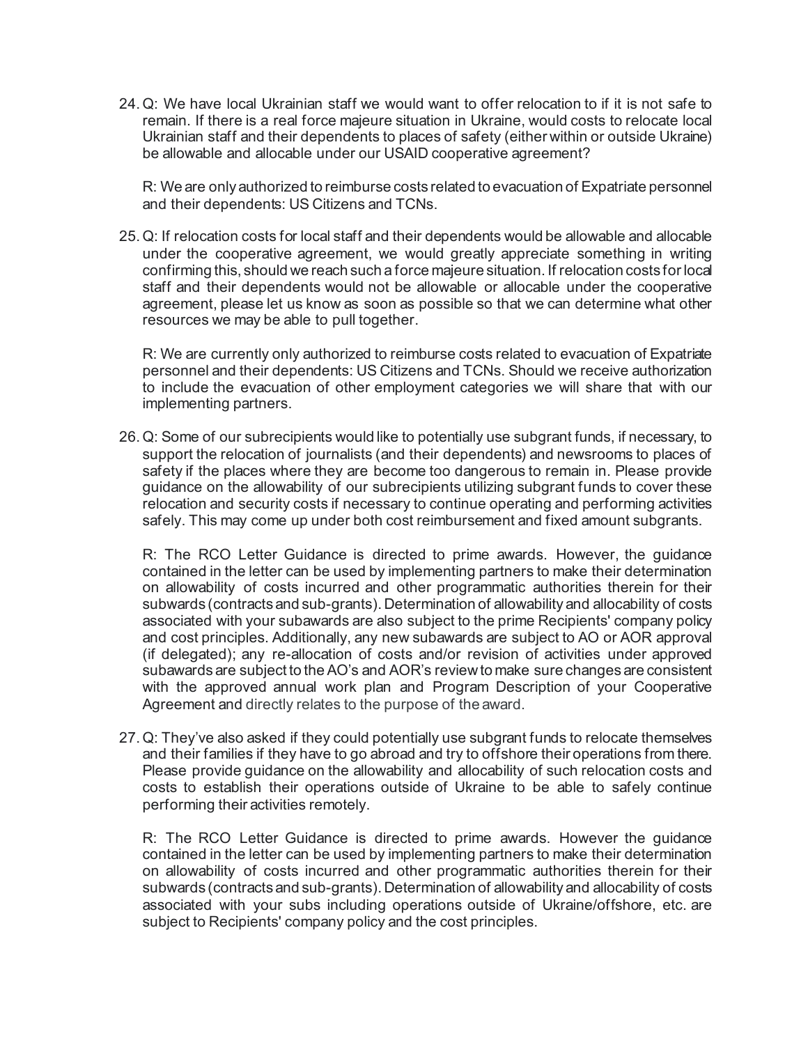24. Q: We have local Ukrainian staff we would want to offer relocation to if it is not safe to remain. If there is a real force majeure situation in Ukraine, would costs to relocate local Ukrainian staff and their dependents to places of safety (either within or outside Ukraine) be allowable and allocable under our USAID cooperative agreement?

    R: We are only authorized to reimburse costs related to evacuation of Expatriate personnel and their dependents: US Citizens and TCNs.

25. Q: If relocation costs for local staff and their dependents would be allowable and allocable under the cooperative agreement, we would greatly appreciate something in writing confirming this, should we reach such a force majeure situation. If relocation costs for local staff and their dependents would not be allowable or allocable under the cooperative agreement, please let us know as soon as possible so that we can determine what other resources we may be able to pull together.

    R: We are currently only authorized to reimburse costs related to evacuation of Expatriate personnel and their dependents: US Citizens and TCNs. Should we receive authorization to include the evacuation of other employment categories we will share that with our implementing partners.

26. Q: Some of our subrecipients would like to potentially use subgrant funds, if necessary, to support the relocation of journalists (and their dependents) and newsrooms to places of safety if the places where they are become too dangerous to remain in. Please provide guidance on the allowability of our subrecipients utilizing subgrant funds to cover these relocation and security costs if necessary to continue operating and performing activities safely. This may come up under both cost reimbursement and fixed amount subgrants.

    R: The RCO Letter Guidance is directed to prime awards. However, the guidance contained in the letter can be used by implementing partners to make their determination on allowability of costs incurred and other programmatic authorities therein for their subwards (contracts and sub-grants). Determination of allowability and allocability of costs associated with your subawards are also subject to the prime Recipients' company policy and cost principles. Additionally, any new subawards are subject to AO or AOR approval (if delegated); any re-allocation of costs and/or revision of activities under approved subawards are subject to the AO's and AOR's review to make sure changes are consistent with the approved annual work plan and Program Description of your Cooperative Agreement and directly relates to the purpose of the award.

27. Q: They've also asked if they could potentially use subgrant funds to relocate themselves and their families if they have to go abroad and try to offshore their operations from there. Please provide guidance on the allowability and allocability of such relocation costs and costs to establish their operations outside of Ukraine to be able to safely continue performing their activities remotely.

    R: The RCO Letter Guidance is directed to prime awards. However the guidance contained in the letter can be used by implementing partners to make their determination on allowability of costs incurred and other programmatic authorities therein for their subwards (contracts and sub-grants). Determination of allowability and allocability of costs associated with your subs including operations outside of Ukraine/offshore, etc. are subject to Recipients' company policy and the cost principles.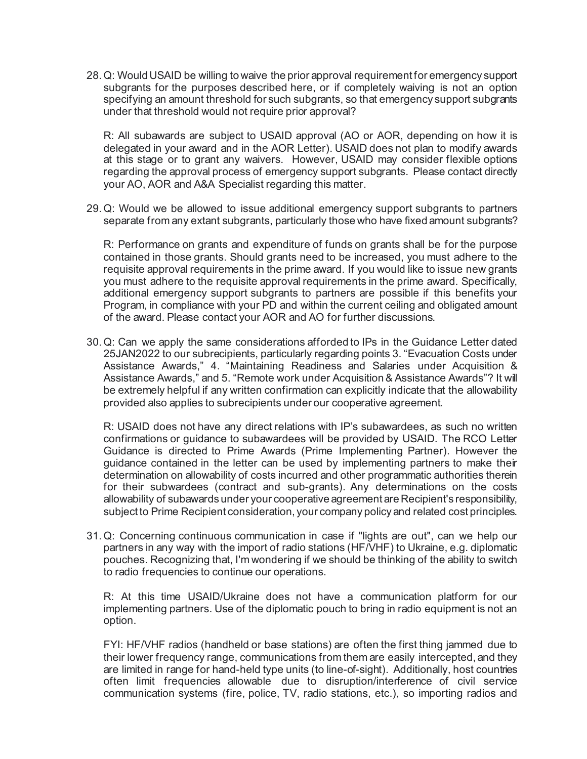28. Q: Would USAID be willing to waive the prior approval requirement for emergency support subgrants for the purposes described here, or if completely waiving is not an option specifying an amount threshold for such subgrants, so that emergency support subgrants under that threshold would not require prior approval?

    R: All subawards are subject to USAID approval (AO or AOR, depending on how it is delegated in your award and in the AOR Letter). USAID does not plan to modify awards at this stage or to grant any waivers. However, USAID may consider flexible options regarding the approval process of emergency support subgrants. Please contact directly your AO, AOR and A&A Specialist regarding this matter.

29. Q: Would we be allowed to issue additional emergency support subgrants to partners separate from any extant subgrants, particularly those who have fixed amount subgrants?

    R: Performance on grants and expenditure of funds on grants shall be for the purpose contained in those grants. Should grants need to be increased, you must adhere to the requisite approval requirements in the prime award. If you would like to issue new grants you must adhere to the requisite approval requirements in the prime award. Specifically, additional emergency support subgrants to partners are possible if this benefits your Program, in compliance with your PD and within the current ceiling and obligated amount of the award. Please contact your AOR and AO for further discussions.

30. Q: Can we apply the same considerations afforded to IPs in the Guidance Letter dated 25JAN2022 to our subrecipients, particularly regarding points 3. "Evacuation Costs under Assistance Awards," 4. "Maintaining Readiness and Salaries under Acquisition & Assistance Awards," and 5. "Remote work under Acquisition & Assistance Awards"? It will be extremely helpful if any written confirmation can explicitly indicate that the allowability provided also applies to subrecipients under our cooperative agreement.

    R: USAID does not have any direct relations with IP's subawardees, as such no written confirmations or guidance to subawardees will be provided by USAID. The RCO Letter Guidance is directed to Prime Awards (Prime Implementing Partner). However the guidance contained in the letter can be used by implementing partners to make their determination on allowability of costs incurred and other programmatic authorities therein for their subwardees (contract and sub-grants). Any determinations on the costs allowability of subawards under your cooperative agreement are Recipient's responsibility, subject to Prime Recipient consideration, your company policy and related cost principles.

31. Q: Concerning continuous communication in case if "lights are out", can we help our partners in any way with the import of radio stations (HF/VHF) to Ukraine, e.g. diplomatic pouches. Recognizing that, I'm wondering if we should be thinking of the ability to switch to radio frequencies to continue our operations.

    R: At this time USAID/Ukraine does not have a communication platform for our implementing partners. Use of the diplomatic pouch to bring in radio equipment is not an option.

    FYI: HF/VHF radios (handheld or base stations) are often the first thing jammed due to their lower frequency range, communications from them are easily intercepted, and they are limited in range for hand-held type units (to line-of-sight). Additionally, host countries often limit frequencies allowable due to disruption/interference of civil service communication systems (fire, police, TV, radio stations, etc.), so importing radios and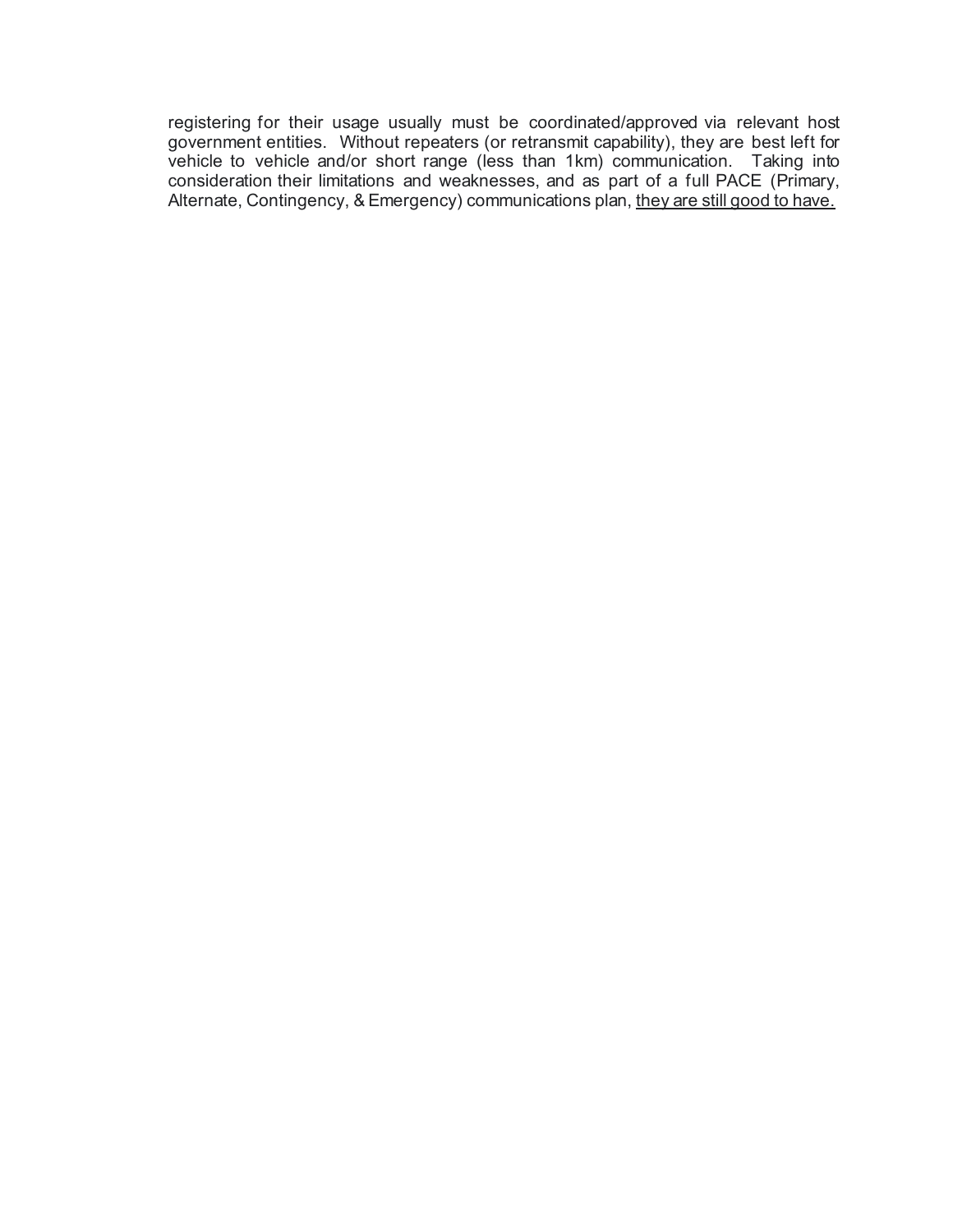registering for their usage usually must be coordinated/approved via relevant host government entities. Without repeaters (or retransmit capability), they are best left for vehicle to vehicle and/or short range (less than 1km) communication. Taking into consideration their limitations and weaknesses, and as part of a full PACE (Primary, Alternate, Contingency, & Emergency) communications plan, <u>they are still good to have.</u>